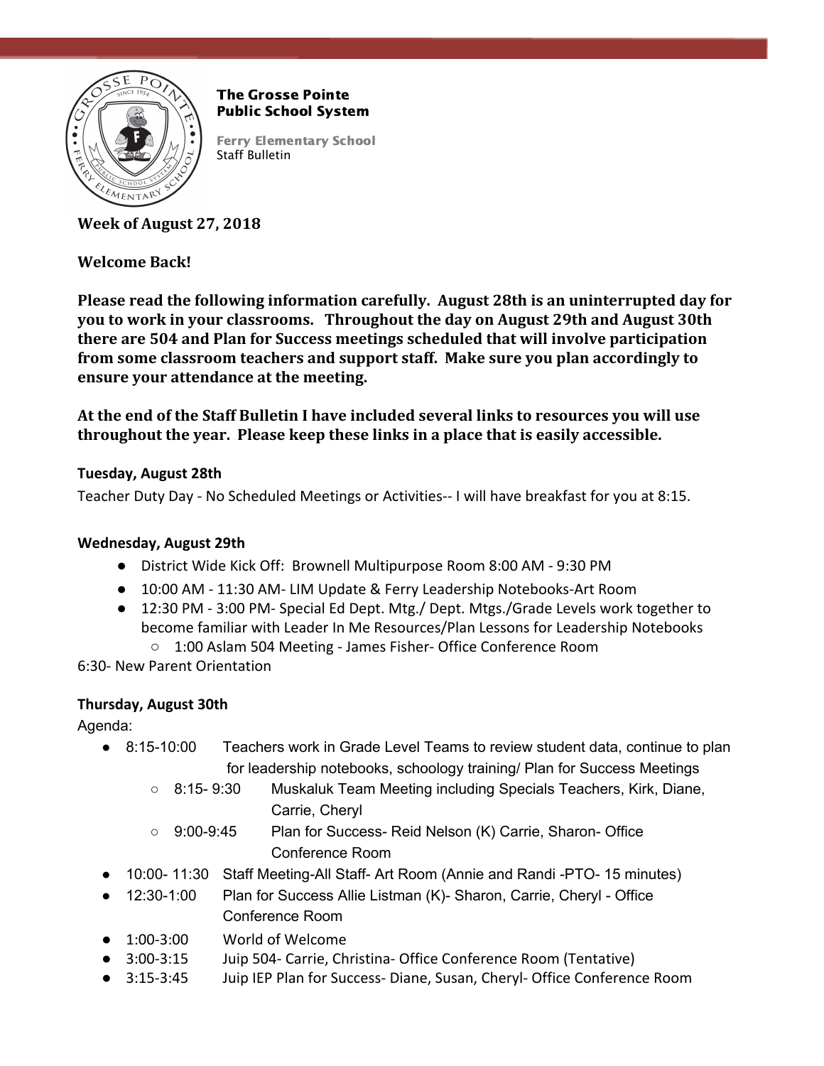**The Grosse Pointe Public School System**

**Ferry Elementary School**
Staff Bulletin

**Week of August 27, 2018**

**Welcome Back!**

**Please read the following information carefully. August 28th is an uninterrupted day for you to work in your classrooms. Throughout the day on August 29th and August 30th there are 504 and Plan for Success meetings scheduled that will involve participation from some classroom teachers and support staff. Make sure you plan accordingly to ensure your attendance at the meeting.**

**At the end of the Staff Bulletin I have included several links to resources you will use throughout the year. Please keep these links in a place that is easily accessible.**

**Tuesday, August 28th**

Teacher Duty Day - No Scheduled Meetings or Activities-- I will have breakfast for you at 8:15.

**Wednesday, August 29th**

- District Wide Kick Off: Brownell Multipurpose Room 8:00 AM - 9:30 PM
- 10:00 AM - 11:30 AM- LIM Update & Ferry Leadership Notebooks-Art Room
- 12:30 PM - 3:00 PM- Special Ed Dept. Mtg./ Dept. Mtgs./Grade Levels work together to become familiar with Leader In Me Resources/Plan Lessons for Leadership Notebooks
  - 1:00 Aslam 504 Meeting - James Fisher- Office Conference Room

6:30- New Parent Orientation

**Thursday, August 30th**

Agenda:

- 8:15-10:00 Teachers work in Grade Level Teams to review student data, continue to plan for leadership notebooks, schoology training/ Plan for Success Meetings
  - 8:15- 9:30 Muskaluk Team Meeting including Specials Teachers, Kirk, Diane, Carrie, Cheryl
  - 9:00-9:45 Plan for Success- Reid Nelson (K) Carrie, Sharon- Office Conference Room
- 10:00- 11:30 Staff Meeting-All Staff- Art Room (Annie and Randi -PTO- 15 minutes)
- 12:30-1:00 Plan for Success Allie Listman (K)- Sharon, Carrie, Cheryl - Office Conference Room
- 1:00-3:00 World of Welcome
- 3:00-3:15 Juip 504- Carrie, Christina- Office Conference Room (Tentative)
- 3:15-3:45 Juip IEP Plan for Success- Diane, Susan, Cheryl- Office Conference Room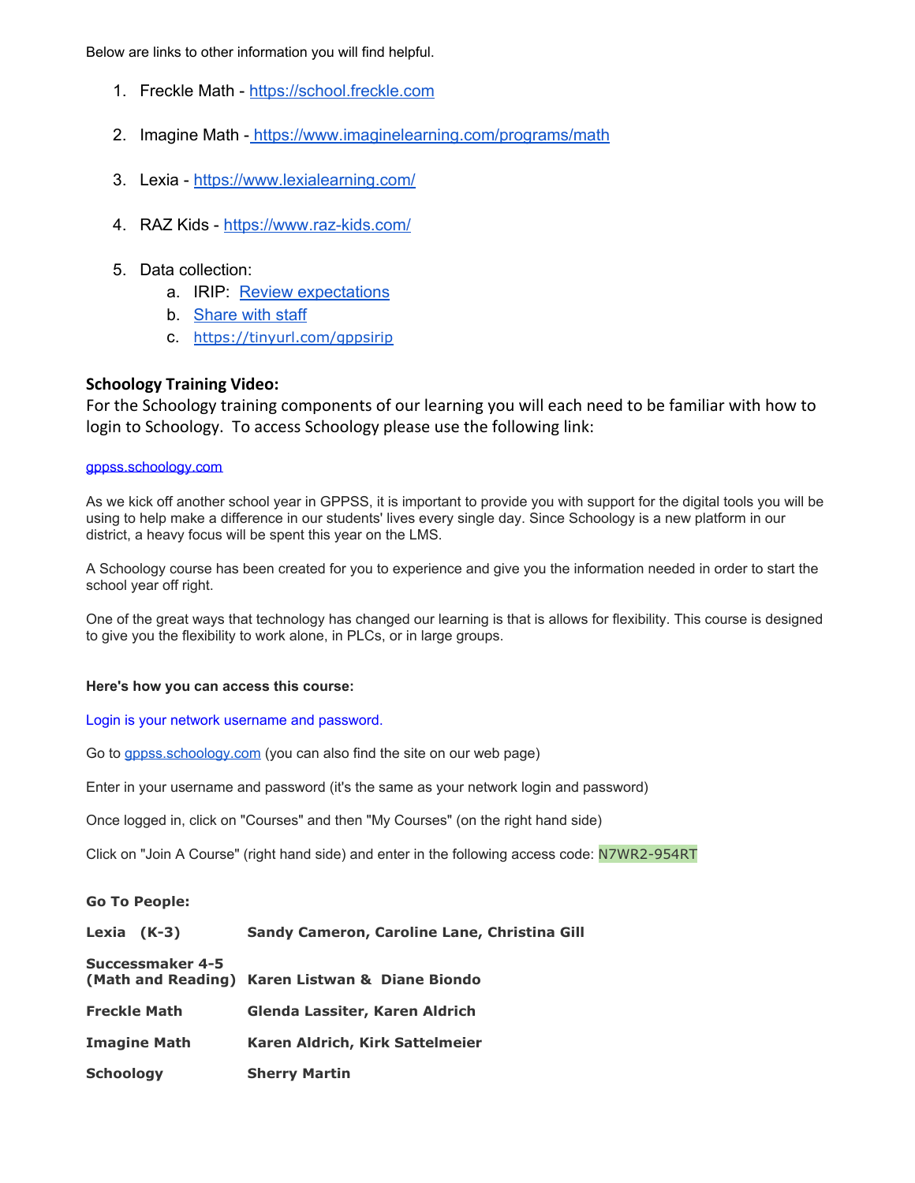Below are links to other information you will find helpful.

1. Freckle Math - https://school.freckle.com
2. Imagine Math - https://www.imaginelearning.com/programs/math
3. Lexia - https://www.lexialearning.com/
4. RAZ Kids - https://www.raz-kids.com/
5. Data collection:
    a. IRIP: Review expectations
    b. Share with staff
    c. https://tinyurl.com/gppsirip

### Schoology Training Video:

For the Schoology training components of our learning you will each need to be familiar with how to login to Schoology. To access Schoology please use the following link:

gppss.schoology.com

As we kick off another school year in GPPSS, it is important to provide you with support for the digital tools you will be using to help make a difference in our students' lives every single day. Since Schoology is a new platform in our district, a heavy focus will be spent this year on the LMS.

A Schoology course has been created for you to experience and give you the information needed in order to start the school year off right.

One of the great ways that technology has changed our learning is that is allows for flexibility. This course is designed to give you the flexibility to work alone, in PLCs, or in large groups.

**Here's how you can access this course:**

Login is your network username and password.

Go to gppss.schoology.com (you can also find the site on our web page)

Enter in your username and password (it's the same as your network login and password)

Once logged in, click on "Courses" and then "My Courses" (on the right hand side)

Click on "Join A Course" (right hand side) and enter in the following access code: N7WR2-954RT

**Go To People:**

| | |
|---|---|
| **Lexia (K-3)** | **Sandy Cameron, Caroline Lane, Christina Gill** |
| **Successmaker 4-5 (Math and Reading)** | **Karen Listwan & Diane Biondo** |
| **Freckle Math** | **Glenda Lassiter, Karen Aldrich** |
| **Imagine Math** | **Karen Aldrich, Kirk Sattelmeier** |
| **Schoology** | **Sherry Martin** |